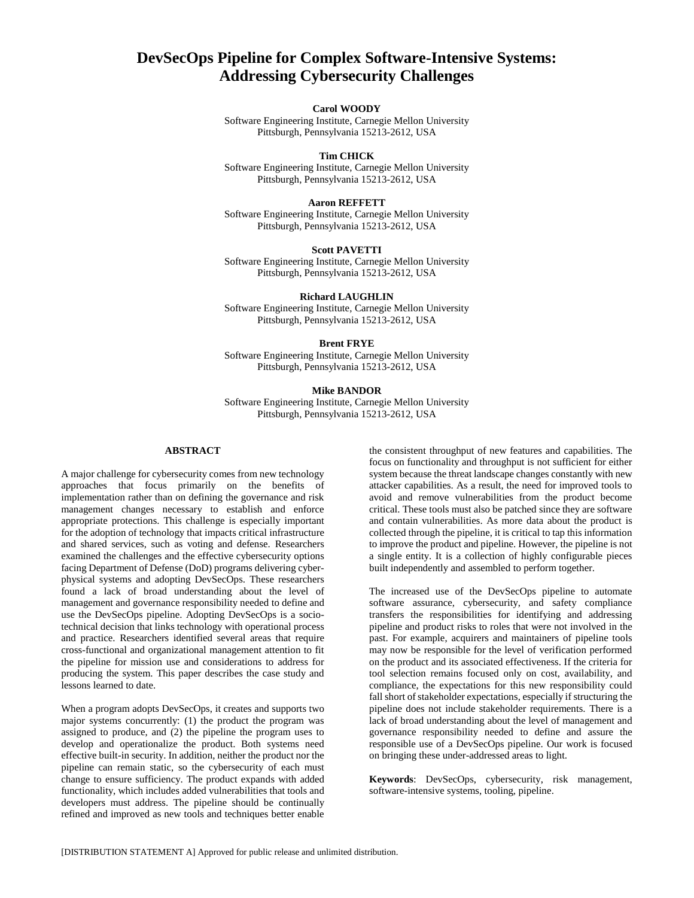# DevSecOps Pipeline for Complex Software-Intensive Systems: Addressing Cybersecurity Challenges

**Carol WOODY**
Software Engineering Institute, Carnegie Mellon University
Pittsburgh, Pennsylvania 15213-2612, USA

**Tim CHICK**
Software Engineering Institute, Carnegie Mellon University
Pittsburgh, Pennsylvania 15213-2612, USA

**Aaron REFFETT**
Software Engineering Institute, Carnegie Mellon University
Pittsburgh, Pennsylvania 15213-2612, USA

**Scott PAVETTI**
Software Engineering Institute, Carnegie Mellon University
Pittsburgh, Pennsylvania 15213-2612, USA

**Richard LAUGHLIN**
Software Engineering Institute, Carnegie Mellon University
Pittsburgh, Pennsylvania 15213-2612, USA

**Brent FRYE**
Software Engineering Institute, Carnegie Mellon University
Pittsburgh, Pennsylvania 15213-2612, USA

**Mike BANDOR**
Software Engineering Institute, Carnegie Mellon University
Pittsburgh, Pennsylvania 15213-2612, USA

## ABSTRACT

A major challenge for cybersecurity comes from new technology approaches that focus primarily on the benefits of implementation rather than on defining the governance and risk management changes necessary to establish and enforce appropriate protections. This challenge is especially important for the adoption of technology that impacts critical infrastructure and shared services, such as voting and defense. Researchers examined the challenges and the effective cybersecurity options facing Department of Defense (DoD) programs delivering cyber-physical systems and adopting DevSecOps. These researchers found a lack of broad understanding about the level of management and governance responsibility needed to define and use the DevSecOps pipeline. Adopting DevSecOps is a socio-technical decision that links technology with operational process and practice. Researchers identified several areas that require cross-functional and organizational management attention to fit the pipeline for mission use and considerations to address for producing the system. This paper describes the case study and lessons learned to date.

When a program adopts DevSecOps, it creates and supports two major systems concurrently: (1) the product the program was assigned to produce, and (2) the pipeline the program uses to develop and operationalize the product. Both systems need effective built-in security. In addition, neither the product nor the pipeline can remain static, so the cybersecurity of each must change to ensure sufficiency. The product expands with added functionality, which includes added vulnerabilities that tools and developers must address. The pipeline should be continually refined and improved as new tools and techniques better enable the consistent throughput of new features and capabilities. The focus on functionality and throughput is not sufficient for either system because the threat landscape changes constantly with new attacker capabilities. As a result, the need for improved tools to avoid and remove vulnerabilities from the product become critical. These tools must also be patched since they are software and contain vulnerabilities. As more data about the product is collected through the pipeline, it is critical to tap this information to improve the product and pipeline. However, the pipeline is not a single entity. It is a collection of highly configurable pieces built independently and assembled to perform together.

The increased use of the DevSecOps pipeline to automate software assurance, cybersecurity, and safety compliance transfers the responsibilities for identifying and addressing pipeline and product risks to roles that were not involved in the past. For example, acquirers and maintainers of pipeline tools may now be responsible for the level of verification performed on the product and its associated effectiveness. If the criteria for tool selection remains focused only on cost, availability, and compliance, the expectations for this new responsibility could fall short of stakeholder expectations, especially if structuring the pipeline does not include stakeholder requirements. There is a lack of broad understanding about the level of management and governance responsibility needed to define and assure the responsible use of a DevSecOps pipeline. Our work is focused on bringing these under-addressed areas to light.

**Keywords**: DevSecOps, cybersecurity, risk management, software-intensive systems, tooling, pipeline.

[DISTRIBUTION STATEMENT A] Approved for public release and unlimited distribution.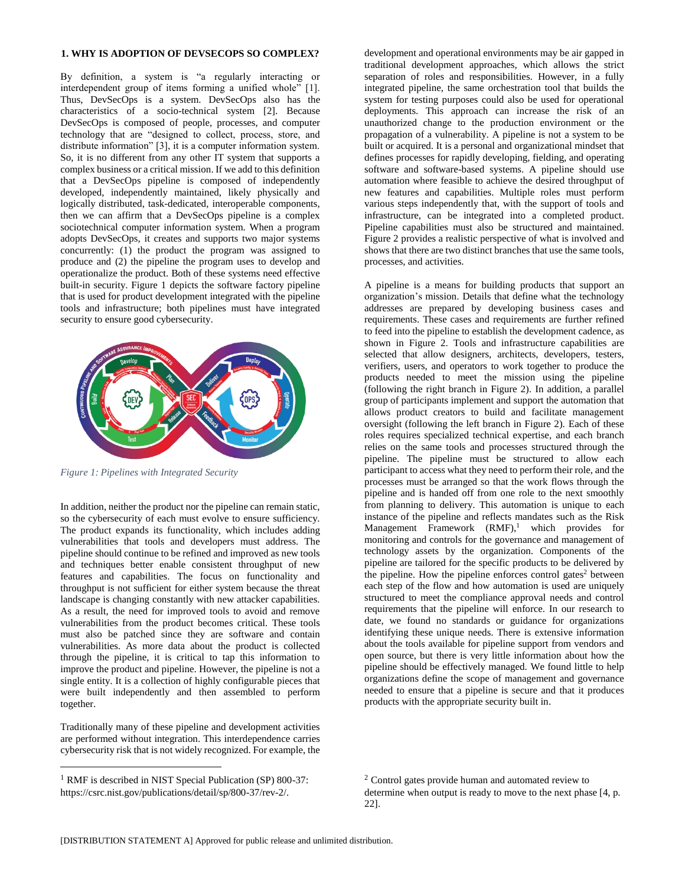## 1. WHY IS ADOPTION OF DEVSECOPS SO COMPLEX?

By definition, a system is "a regularly interacting or interdependent group of items forming a unified whole" [1]. Thus, DevSecOps is a system. DevSecOps also has the characteristics of a socio-technical system [2]. Because DevSecOps is composed of people, processes, and computer technology that are "designed to collect, process, store, and distribute information" [3], it is a computer information system. So, it is no different from any other IT system that supports a complex business or a critical mission. If we add to this definition that a DevSecOps pipeline is composed of independently developed, independently maintained, likely physically and logically distributed, task-dedicated, interoperable components, then we can affirm that a DevSecOps pipeline is a complex sociotechnical computer information system. When a program adopts DevSecOps, it creates and supports two major systems concurrently: (1) the product the program was assigned to produce and (2) the pipeline the program uses to develop and operationalize the product. Both of these systems need effective built-in security. Figure 1 depicts the software factory pipeline that is used for product development integrated with the pipeline tools and infrastructure; both pipelines must have integrated security to ensure good cybersecurity.

*Figure 1: Pipelines with Integrated Security*

In addition, neither the product nor the pipeline can remain static, so the cybersecurity of each must evolve to ensure sufficiency. The product expands its functionality, which includes adding vulnerabilities that tools and developers must address. The pipeline should continue to be refined and improved as new tools and techniques better enable consistent throughput of new features and capabilities. The focus on functionality and throughput is not sufficient for either system because the threat landscape is changing constantly with new attacker capabilities. As a result, the need for improved tools to avoid and remove vulnerabilities from the product becomes critical. These tools must also be patched since they are software and contain vulnerabilities. As more data about the product is collected through the pipeline, it is critical to tap this information to improve the product and pipeline. However, the pipeline is not a single entity. It is a collection of highly configurable pieces that were built independently and then assembled to perform together.

Traditionally many of these pipeline and development activities are performed without integration. This interdependence carries cybersecurity risk that is not widely recognized. For example, the development and operational environments may be air gapped in traditional development approaches, which allows the strict separation of roles and responsibilities. However, in a fully integrated pipeline, the same orchestration tool that builds the system for testing purposes could also be used for operational deployments. This approach can increase the risk of an unauthorized change to the production environment or the propagation of a vulnerability. A pipeline is not a system to be built or acquired. It is a personal and organizational mindset that defines processes for rapidly developing, fielding, and operating software and software-based systems. A pipeline should use automation where feasible to achieve the desired throughput of new features and capabilities. Multiple roles must perform various steps independently that, with the support of tools and infrastructure, can be integrated into a completed product. Pipeline capabilities must also be structured and maintained. Figure 2 provides a realistic perspective of what is involved and shows that there are two distinct branches that use the same tools, processes, and activities.

A pipeline is a means for building products that support an organization's mission. Details that define what the technology addresses are prepared by developing business cases and requirements. These cases and requirements are further refined to feed into the pipeline to establish the development cadence, as shown in Figure 2. Tools and infrastructure capabilities are selected that allow designers, architects, developers, testers, verifiers, users, and operators to work together to produce the products needed to meet the mission using the pipeline (following the right branch in Figure 2). In addition, a parallel group of participants implement and support the automation that allows product creators to build and facilitate management oversight (following the left branch in Figure 2). Each of these roles requires specialized technical expertise, and each branch relies on the same tools and processes structured through the pipeline. The pipeline must be structured to allow each participant to access what they need to perform their role, and the processes must be arranged so that the work flows through the pipeline and is handed off from one role to the next smoothly from planning to delivery. This automation is unique to each instance of the pipeline and reflects mandates such as the Risk Management Framework (RMF),[1] which provides for monitoring and controls for the governance and management of technology assets by the organization. Components of the pipeline are tailored for the specific products to be delivered by the pipeline. How the pipeline enforces control gates[2] between each step of the flow and how automation is used are uniquely structured to meet the compliance approval needs and control requirements that the pipeline will enforce. In our research to date, we found no standards or guidance for organizations identifying these unique needs. There is extensive information about the tools available for pipeline support from vendors and open source, but there is very little information about how the pipeline should be effectively managed. We found little to help organizations define the scope of management and governance needed to ensure that a pipeline is secure and that it produces products with the appropriate security built in.

---

[1] RMF is described in NIST Special Publication (SP) 800-37: https://csrc.nist.gov/publications/detail/sp/800-37/rev-2/.

[2] Control gates provide human and automated review to determine when output is ready to move to the next phase [4, p. 22].

[DISTRIBUTION STATEMENT A] Approved for public release and unlimited distribution.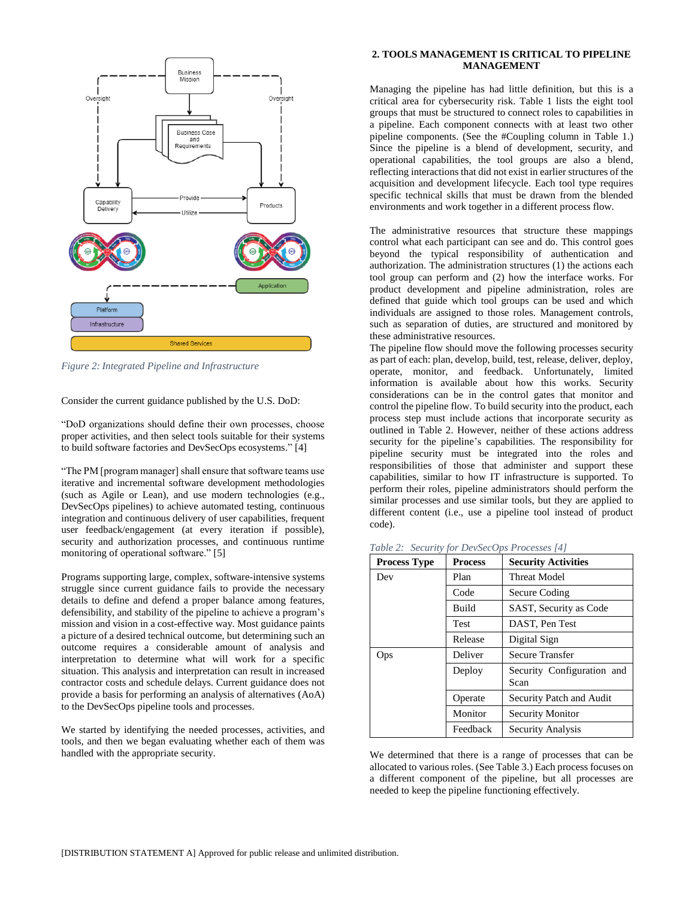Figure 2: Integrated Pipeline and Infrastructure

Consider the current guidance published by the U.S. DoD:

"DoD organizations should define their own processes, choose proper activities, and then select tools suitable for their systems to build software factories and DevSecOps ecosystems." [4]

"The PM [program manager] shall ensure that software teams use iterative and incremental software development methodologies (such as Agile or Lean), and use modern technologies (e.g., DevSecOps pipelines) to achieve automated testing, continuous integration and continuous delivery of user capabilities, frequent user feedback/engagement (at every iteration if possible), security and authorization processes, and continuous runtime monitoring of operational software." [5]

Programs supporting large, complex, software-intensive systems struggle since current guidance fails to provide the necessary details to define and defend a proper balance among features, defensibility, and stability of the pipeline to achieve a program's mission and vision in a cost-effective way. Most guidance paints a picture of a desired technical outcome, but determining such an outcome requires a considerable amount of analysis and interpretation to determine what will work for a specific situation. This analysis and interpretation can result in increased contractor costs and schedule delays. Current guidance does not provide a basis for performing an analysis of alternatives (AoA) to the DevSecOps pipeline tools and processes.

We started by identifying the needed processes, activities, and tools, and then we began evaluating whether each of them was handled with the appropriate security.

## 2. TOOLS MANAGEMENT IS CRITICAL TO PIPELINE MANAGEMENT

Managing the pipeline has had little definition, but this is a critical area for cybersecurity risk. Table 1 lists the eight tool groups that must be structured to connect roles to capabilities in a pipeline. Each component connects with at least two other pipeline components. (See the #Coupling column in Table 1.) Since the pipeline is a blend of development, security, and operational capabilities, the tool groups are also a blend, reflecting interactions that did not exist in earlier structures of the acquisition and development lifecycle. Each tool type requires specific technical skills that must be drawn from the blended environments and work together in a different process flow.

The administrative resources that structure these mappings control what each participant can see and do. This control goes beyond the typical responsibility of authentication and authorization. The administration structures (1) the actions each tool group can perform and (2) how the interface works. For product development and pipeline administration, roles are defined that guide which tool groups can be used and which individuals are assigned to those roles. Management controls, such as separation of duties, are structured and monitored by these administrative resources.

The pipeline flow should move the following processes security as part of each: plan, develop, build, test, release, deliver, deploy, operate, monitor, and feedback. Unfortunately, limited information is available about how this works. Security considerations can be in the control gates that monitor and control the pipeline flow. To build security into the product, each process step must include actions that incorporate security as outlined in Table 2. However, neither of these actions address security for the pipeline's capabilities. The responsibility for pipeline security must be integrated into the roles and responsibilities of those that administer and support these capabilities, similar to how IT infrastructure is supported. To perform their roles, pipeline administrators should perform the similar processes and use similar tools, but they are applied to different content (i.e., use a pipeline tool instead of product code).

*Table 2: Security for DevSecOps Processes [4]*

| Process Type | Process | Security Activities |
|---|---|---|
| Dev | Plan | Threat Model |
| | Code | Secure Coding |
| | Build | SAST, Security as Code |
| | Test | DAST, Pen Test |
| | Release | Digital Sign |
| Ops | Deliver | Secure Transfer |
| | Deploy | Security Configuration and Scan |
| | Operate | Security Patch and Audit |
| | Monitor | Security Monitor |
| | Feedback | Security Analysis |

We determined that there is a range of processes that can be allocated to various roles. (See Table 3.) Each process focuses on a different component of the pipeline, but all processes are needed to keep the pipeline functioning effectively.

[DISTRIBUTION STATEMENT A] Approved for public release and unlimited distribution.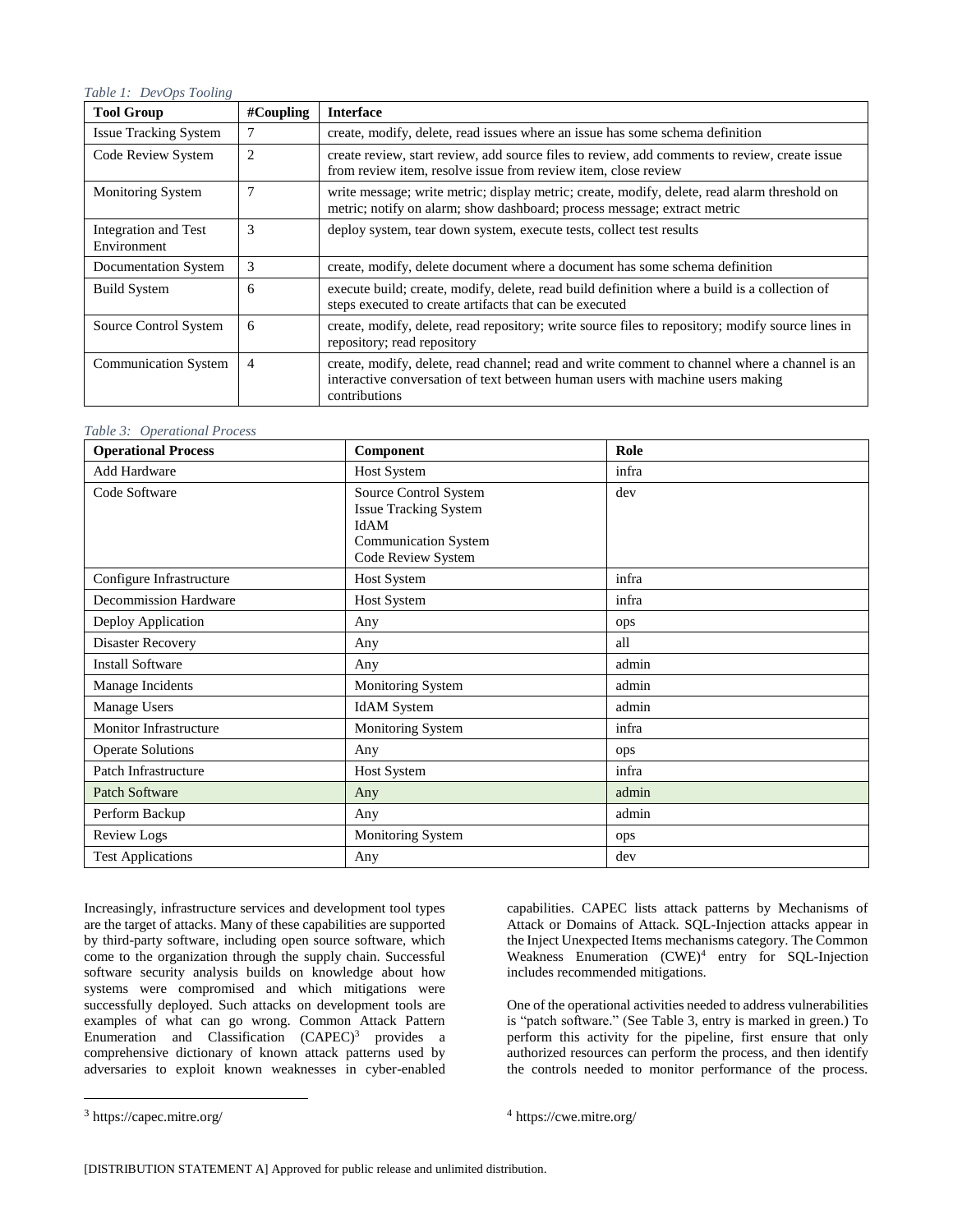*Table 1: DevOps Tooling*

| Tool Group | #Coupling | Interface |
|---|---|---|
| Issue Tracking System | 7 | create, modify, delete, read issues where an issue has some schema definition |
| Code Review System | 2 | create review, start review, add source files to review, add comments to review, create issue from review item, resolve issue from review item, close review |
| Monitoring System | 7 | write message; write metric; display metric; create, modify, delete, read alarm threshold on metric; notify on alarm; show dashboard; process message; extract metric |
| Integration and Test Environment | 3 | deploy system, tear down system, execute tests, collect test results |
| Documentation System | 3 | create, modify, delete document where a document has some schema definition |
| Build System | 6 | execute build; create, modify, delete, read build definition where a build is a collection of steps executed to create artifacts that can be executed |
| Source Control System | 6 | create, modify, delete, read repository; write source files to repository; modify source lines in repository; read repository |
| Communication System | 4 | create, modify, delete, read channel; read and write comment to channel where a channel is an interactive conversation of text between human users with machine users making contributions |

*Table 3: Operational Process*

| Operational Process | Component | Role |
|---|---|---|
| Add Hardware | Host System | infra |
| Code Software | Source Control System<br>Issue Tracking System<br>IdAM<br>Communication System<br>Code Review System | dev |
| Configure Infrastructure | Host System | infra |
| Decommission Hardware | Host System | infra |
| Deploy Application | Any | ops |
| Disaster Recovery | Any | all |
| Install Software | Any | admin |
| Manage Incidents | Monitoring System | admin |
| Manage Users | IdAM System | admin |
| Monitor Infrastructure | Monitoring System | infra |
| Operate Solutions | Any | ops |
| Patch Infrastructure | Host System | infra |
| Patch Software | Any | admin |
| Perform Backup | Any | admin |
| Review Logs | Monitoring System | ops |
| Test Applications | Any | dev |

Increasingly, infrastructure services and development tool types are the target of attacks. Many of these capabilities are supported by third-party software, including open source software, which come to the organization through the supply chain. Successful software security analysis builds on knowledge about how systems were compromised and which mitigations were successfully deployed. Such attacks on development tools are examples of what can go wrong. Common Attack Pattern Enumeration and Classification (CAPEC)[3] provides a comprehensive dictionary of known attack patterns used by adversaries to exploit known weaknesses in cyber-enabled capabilities. CAPEC lists attack patterns by Mechanisms of Attack or Domains of Attack. SQL-Injection attacks appear in the Inject Unexpected Items mechanisms category. The Common Weakness Enumeration (CWE)[4] entry for SQL-Injection includes recommended mitigations.

One of the operational activities needed to address vulnerabilities is "patch software." (See Table 3, entry is marked in green.) To perform this activity for the pipeline, first ensure that only authorized resources can perform the process, and then identify the controls needed to monitor performance of the process.

[3] https://capec.mitre.org/

[4] https://cwe.mitre.org/

[DISTRIBUTION STATEMENT A] Approved for public release and unlimited distribution.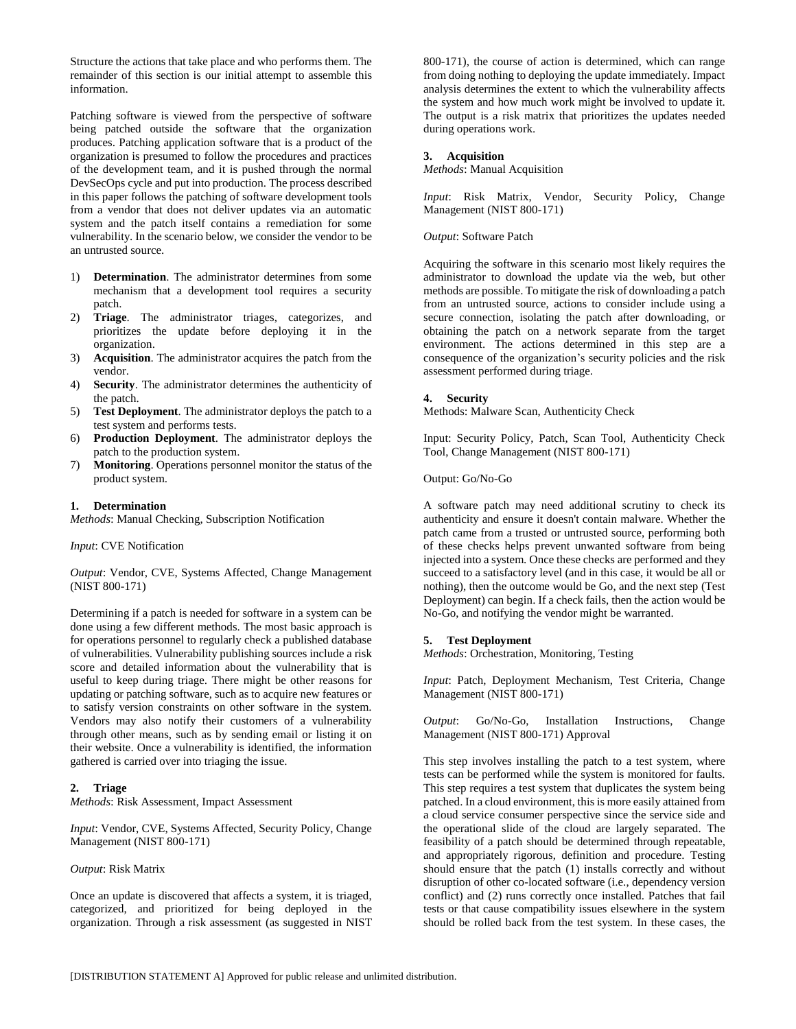Structure the actions that take place and who performs them. The remainder of this section is our initial attempt to assemble this information.

Patching software is viewed from the perspective of software being patched outside the software that the organization produces. Patching application software that is a product of the organization is presumed to follow the procedures and practices of the development team, and it is pushed through the normal DevSecOps cycle and put into production. The process described in this paper follows the patching of software development tools from a vendor that does not deliver updates via an automatic system and the patch itself contains a remediation for some vulnerability. In the scenario below, we consider the vendor to be an untrusted source.

1) **Determination**. The administrator determines from some mechanism that a development tool requires a security patch.
2) **Triage**. The administrator triages, categorizes, and prioritizes the update before deploying it in the organization.
3) **Acquisition**. The administrator acquires the patch from the vendor.
4) **Security**. The administrator determines the authenticity of the patch.
5) **Test Deployment**. The administrator deploys the patch to a test system and performs tests.
6) **Production Deployment**. The administrator deploys the patch to the production system.
7) **Monitoring**. Operations personnel monitor the status of the product system.

### 1. Determination

*Methods*: Manual Checking, Subscription Notification

*Input*: CVE Notification

*Output*: Vendor, CVE, Systems Affected, Change Management (NIST 800-171)

Determining if a patch is needed for software in a system can be done using a few different methods. The most basic approach is for operations personnel to regularly check a published database of vulnerabilities. Vulnerability publishing sources include a risk score and detailed information about the vulnerability that is useful to keep during triage. There might be other reasons for updating or patching software, such as to acquire new features or to satisfy version constraints on other software in the system. Vendors may also notify their customers of a vulnerability through other means, such as by sending email or listing it on their website. Once a vulnerability is identified, the information gathered is carried over into triaging the issue.

### 2. Triage

*Methods*: Risk Assessment, Impact Assessment

*Input*: Vendor, CVE, Systems Affected, Security Policy, Change Management (NIST 800-171)

*Output*: Risk Matrix

Once an update is discovered that affects a system, it is triaged, categorized, and prioritized for being deployed in the organization. Through a risk assessment (as suggested in NIST 800-171), the course of action is determined, which can range from doing nothing to deploying the update immediately. Impact analysis determines the extent to which the vulnerability affects the system and how much work might be involved to update it. The output is a risk matrix that prioritizes the updates needed during operations work.

### 3. Acquisition

*Methods*: Manual Acquisition

*Input*: Risk Matrix, Vendor, Security Policy, Change Management (NIST 800-171)

*Output*: Software Patch

Acquiring the software in this scenario most likely requires the administrator to download the update via the web, but other methods are possible. To mitigate the risk of downloading a patch from an untrusted source, actions to consider include using a secure connection, isolating the patch after downloading, or obtaining the patch on a network separate from the target environment. The actions determined in this step are a consequence of the organization's security policies and the risk assessment performed during triage.

### 4. Security

Methods: Malware Scan, Authenticity Check

Input: Security Policy, Patch, Scan Tool, Authenticity Check Tool, Change Management (NIST 800-171)

Output: Go/No-Go

A software patch may need additional scrutiny to check its authenticity and ensure it doesn't contain malware. Whether the patch came from a trusted or untrusted source, performing both of these checks helps prevent unwanted software from being injected into a system. Once these checks are performed and they succeed to a satisfactory level (and in this case, it would be all or nothing), then the outcome would be Go, and the next step (Test Deployment) can begin. If a check fails, then the action would be No-Go, and notifying the vendor might be warranted.

### 5. Test Deployment

*Methods*: Orchestration, Monitoring, Testing

*Input*: Patch, Deployment Mechanism, Test Criteria, Change Management (NIST 800-171)

*Output*: Go/No-Go, Installation Instructions, Change Management (NIST 800-171) Approval

This step involves installing the patch to a test system, where tests can be performed while the system is monitored for faults. This step requires a test system that duplicates the system being patched. In a cloud environment, this is more easily attained from a cloud service consumer perspective since the service side and the operational slide of the cloud are largely separated. The feasibility of a patch should be determined through repeatable, and appropriately rigorous, definition and procedure. Testing should ensure that the patch (1) installs correctly and without disruption of other co-located software (i.e., dependency version conflict) and (2) runs correctly once installed. Patches that fail tests or that cause compatibility issues elsewhere in the system should be rolled back from the test system. In these cases, the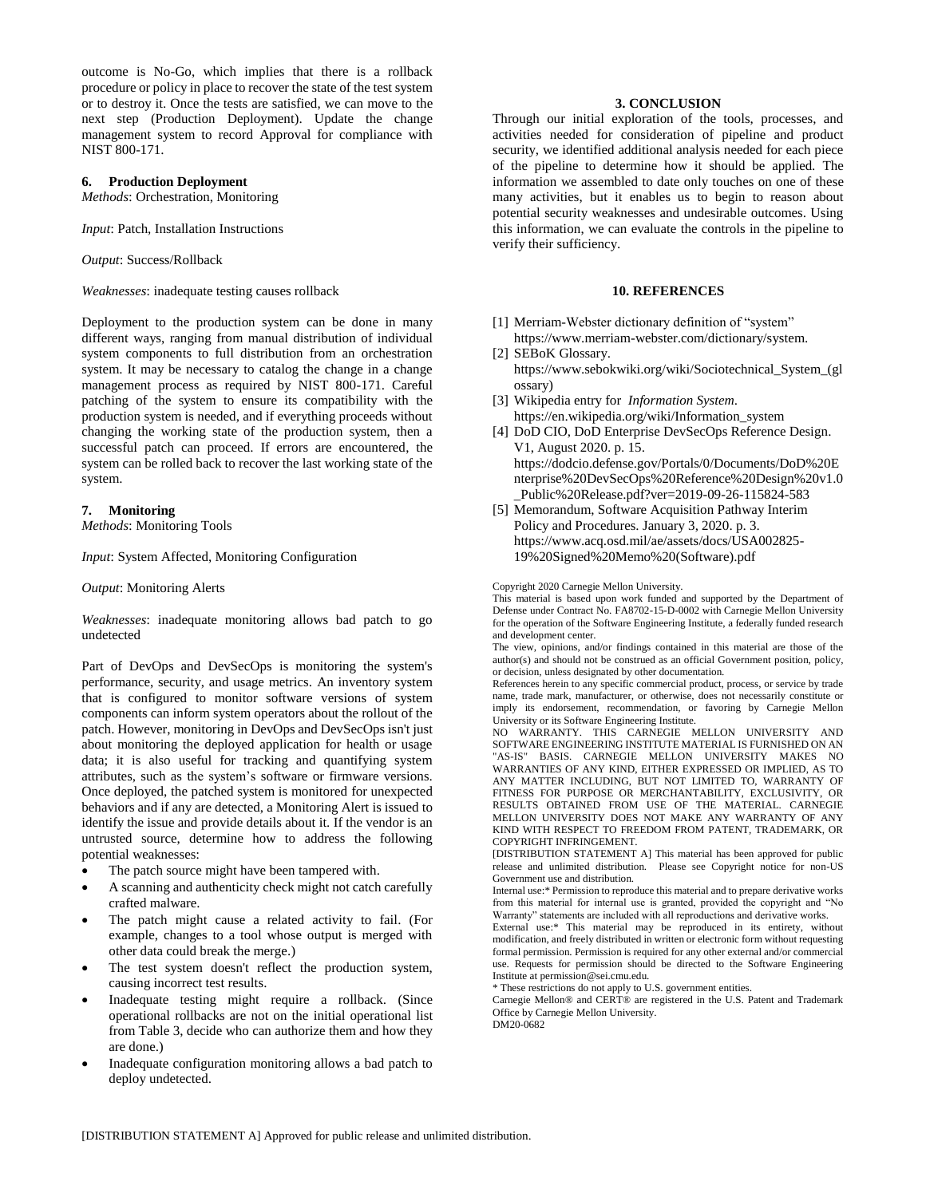outcome is No-Go, which implies that there is a rollback procedure or policy in place to recover the state of the test system or to destroy it. Once the tests are satisfied, we can move to the next step (Production Deployment). Update the change management system to record Approval for compliance with NIST 800-171.

### 6. Production Deployment

*Methods*: Orchestration, Monitoring

*Input*: Patch, Installation Instructions

*Output*: Success/Rollback

*Weaknesses*: inadequate testing causes rollback

Deployment to the production system can be done in many different ways, ranging from manual distribution of individual system components to full distribution from an orchestration system. It may be necessary to catalog the change in a change management process as required by NIST 800-171. Careful patching of the system to ensure its compatibility with the production system is needed, and if everything proceeds without changing the working state of the production system, then a successful patch can proceed. If errors are encountered, the system can be rolled back to recover the last working state of the system.

### 7. Monitoring

*Methods*: Monitoring Tools

*Input*: System Affected, Monitoring Configuration

*Output*: Monitoring Alerts

*Weaknesses*: inadequate monitoring allows bad patch to go undetected

Part of DevOps and DevSecOps is monitoring the system's performance, security, and usage metrics. An inventory system that is configured to monitor software versions of system components can inform system operators about the rollout of the patch. However, monitoring in DevOps and DevSecOps isn't just about monitoring the deployed application for health or usage data; it is also useful for tracking and quantifying system attributes, such as the system's software or firmware versions. Once deployed, the patched system is monitored for unexpected behaviors and if any are detected, a Monitoring Alert is issued to identify the issue and provide details about it. If the vendor is an untrusted source, determine how to address the following potential weaknesses:

- The patch source might have been tampered with.
- A scanning and authenticity check might not catch carefully crafted malware.
- The patch might cause a related activity to fail. (For example, changes to a tool whose output is merged with other data could break the merge.)
- The test system doesn't reflect the production system, causing incorrect test results.
- Inadequate testing might require a rollback. (Since operational rollbacks are not on the initial operational list from Table 3, decide who can authorize them and how they are done.)
- Inadequate configuration monitoring allows a bad patch to deploy undetected.

## 3. CONCLUSION

Through our initial exploration of the tools, processes, and activities needed for consideration of pipeline and product security, we identified additional analysis needed for each piece of the pipeline to determine how it should be applied. The information we assembled to date only touches on one of these many activities, but it enables us to begin to reason about potential security weaknesses and undesirable outcomes. Using this information, we can evaluate the controls in the pipeline to verify their sufficiency.

## 10. REFERENCES

[1] Merriam-Webster dictionary definition of "system" https://www.merriam-webster.com/dictionary/system.

[2] SEBoK Glossary. https://www.sebokwiki.org/wiki/Sociotechnical_System_(glossary)

[3] Wikipedia entry for *Information System*. https://en.wikipedia.org/wiki/Information_system

[4] DoD CIO, DoD Enterprise DevSecOps Reference Design. V1, August 2020. p. 15. https://dodcio.defense.gov/Portals/0/Documents/DoD%20Enterprise%20DevSecOps%20Reference%20Design%20v1.0_Public%20Release.pdf?ver=2019-09-26-115824-583

[5] Memorandum, Software Acquisition Pathway Interim Policy and Procedures. January 3, 2020. p. 3. https://www.acq.osd.mil/ae/assets/docs/USA002825-19%20Signed%20Memo%20(Software).pdf

Copyright 2020 Carnegie Mellon University.

This material is based upon work funded and supported by the Department of Defense under Contract No. FA8702-15-D-0002 with Carnegie Mellon University for the operation of the Software Engineering Institute, a federally funded research and development center.

The view, opinions, and/or findings contained in this material are those of the author(s) and should not be construed as an official Government position, policy, or decision, unless designated by other documentation.

References herein to any specific commercial product, process, or service by trade name, trade mark, manufacturer, or otherwise, does not necessarily constitute or imply its endorsement, recommendation, or favoring by Carnegie Mellon University or its Software Engineering Institute.

NO WARRANTY. THIS CARNEGIE MELLON UNIVERSITY AND SOFTWARE ENGINEERING INSTITUTE MATERIAL IS FURNISHED ON AN "AS-IS" BASIS. CARNEGIE MELLON UNIVERSITY MAKES NO WARRANTIES OF ANY KIND, EITHER EXPRESSED OR IMPLIED, AS TO ANY MATTER INCLUDING, BUT NOT LIMITED TO, WARRANTY OF FITNESS FOR PURPOSE OR MERCHANTABILITY, EXCLUSIVITY, OR RESULTS OBTAINED FROM USE OF THE MATERIAL. CARNEGIE MELLON UNIVERSITY DOES NOT MAKE ANY WARRANTY OF ANY KIND WITH RESPECT TO FREEDOM FROM PATENT, TRADEMARK, OR COPYRIGHT INFRINGEMENT.

[DISTRIBUTION STATEMENT A] This material has been approved for public release and unlimited distribution. Please see Copyright notice for non-US Government use and distribution.

Internal use:* Permission to reproduce this material and to prepare derivative works from this material for internal use is granted, provided the copyright and "No Warranty" statements are included with all reproductions and derivative works.

External use:* This material may be reproduced in its entirety, without modification, and freely distributed in written or electronic form without requesting formal permission. Permission is required for any other external and/or commercial use. Requests for permission should be directed to the Software Engineering Institute at permission@sei.cmu.edu.

* These restrictions do not apply to U.S. government entities.

Carnegie Mellon® and CERT® are registered in the U.S. Patent and Trademark Office by Carnegie Mellon University.

DM20-0682